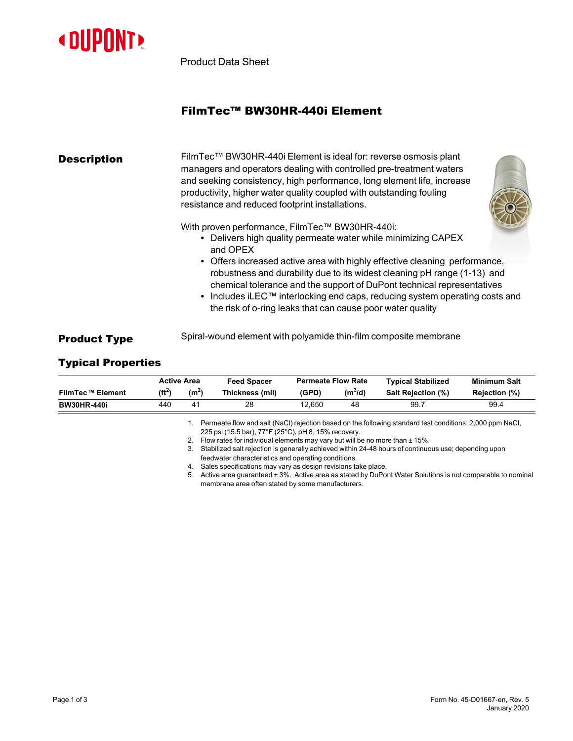Product Data Sheet

# FilmTec™ BW30HR-440i Element

## Description

FilmTec™ BW30HR-440i Element is ideal for: reverse osmosis plant managers and operators dealing with controlled pre-treatment waters and seeking consistency, high performance, long element life, increase productivity, higher water quality coupled with outstanding fouling resistance and reduced footprint installations.

With proven performance, FilmTec™ BW30HR-440i:

- Delivers high quality permeate water while minimizing CAPEX and OPEX
- Offers increased active area with highly effective cleaning performance, robustness and durability due to its widest cleaning pH range (1-13) and chemical tolerance and the support of DuPont technical representatives
- Includes iLEC™ interlocking end caps, reducing system operating costs and the risk of o-ring leaks that can cause poor water quality

## Product Type

Spiral-wound element with polyamide thin-film composite membrane

## Typical Properties

| FilmTec™ Element | Active Area ($ft^2$) | Active Area ($m^2$) | Feed Spacer Thickness (mil) | Permeate Flow Rate (GPD) | Permeate Flow Rate ($m^3$/d) | Typical Stabilized Salt Rejection (%) | Minimum Salt Rejection (%) |
|---|---|---|---|---|---|---|---|
| **BW30HR-440i** | 440 | 41 | 28 | 12,650 | 48 | 99.7 | 99.4 |

1. Permeate flow and salt (NaCl) rejection based on the following standard test conditions: 2,000 ppm NaCl, 225 psi (15.5 bar), 77°F (25°C), pH 8, 15% recovery.
2. Flow rates for individual elements may vary but will be no more than ± 15%.
3. Stabilized salt rejection is generally achieved within 24-48 hours of continuous use; depending upon feedwater characteristics and operating conditions.
4. Sales specifications may vary as design revisions take place.
5. Active area guaranteed ± 3%. Active area as stated by DuPont Water Solutions is not comparable to nominal membrane area often stated by some manufacturers.

Form No. 45-D01667-en, Rev. 5
January 2020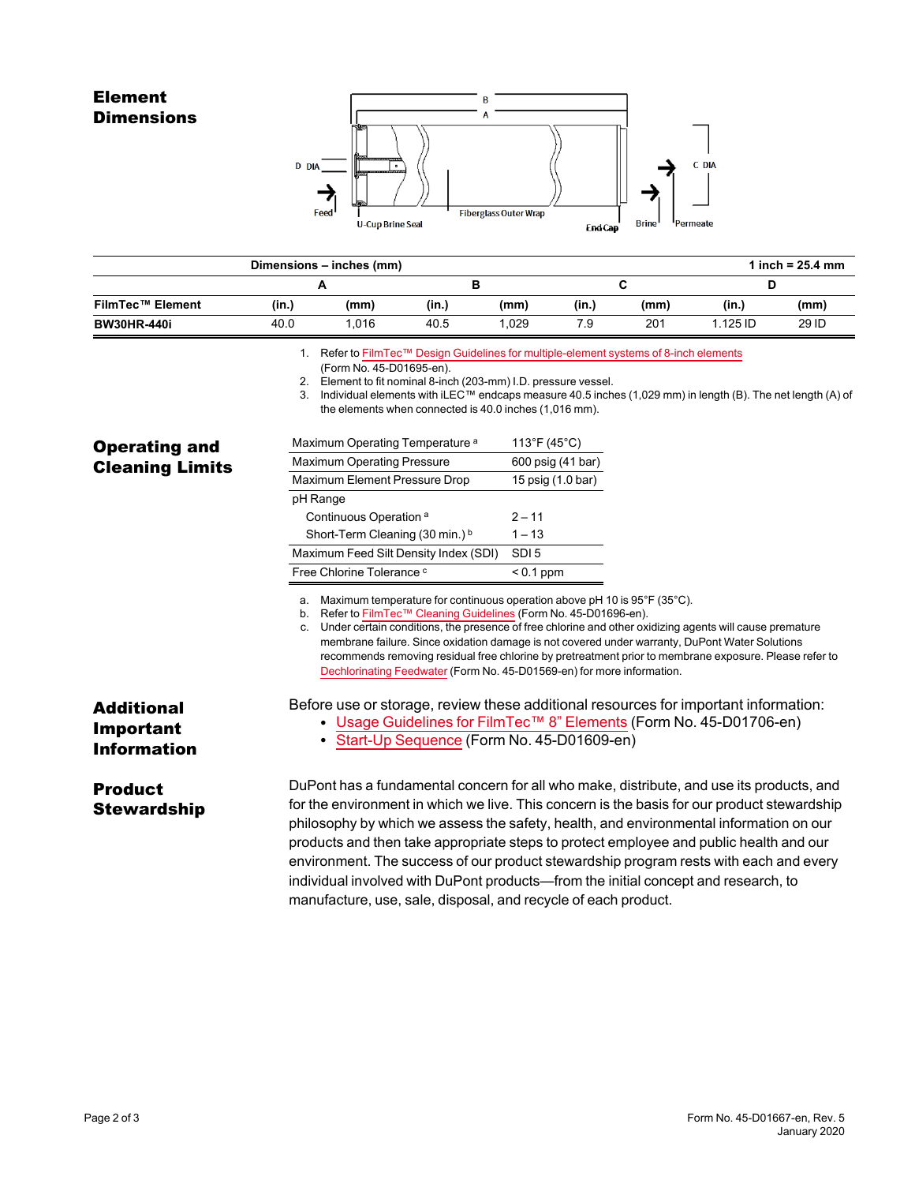## Element Dimensions

| Dimensions – inches (mm) | | | | | | | | 1 inch = 25.4 mm |
|---|---|---|---|---|---|---|---|---|
| | A | | B | | C | | D | |
| FilmTec™ Element | (in.) | (mm) | (in.) | (mm) | (in.) | (mm) | (in.) | (mm) |
| **BW30HR-440i** | 40.0 | 1,016 | 40.5 | 1,029 | 7.9 | 201 | 1.125 ID | 29 ID |

1. Refer to FilmTec™ Design Guidelines for multiple-element systems of 8-inch elements (Form No. 45-D01695-en).
2. Element to fit nominal 8-inch (203-mm) I.D. pressure vessel.
3. Individual elements with iLEC™ endcaps measure 40.5 inches (1,029 mm) in length (B). The net length (A) of the elements when connected is 40.0 inches (1,016 mm).

## Operating and Cleaning Limits

| | |
|---|---|
| Maximum Operating Temperature [a] | 113°F (45°C) |
| Maximum Operating Pressure | 600 psig (41 bar) |
| Maximum Element Pressure Drop | 15 psig (1.0 bar) |
| pH Range | |
| Continuous Operation [a] | 2 – 11 |
| Short-Term Cleaning (30 min.) [b] | 1 – 13 |
| Maximum Feed Silt Density Index (SDI) | SDI 5 |
| Free Chlorine Tolerance [c] | < 0.1 ppm |

a. Maximum temperature for continuous operation above pH 10 is 95°F (35°C).
b. Refer to FilmTec™ Cleaning Guidelines (Form No. 45-D01696-en).
c. Under certain conditions, the presence of free chlorine and other oxidizing agents will cause premature membrane failure. Since oxidation damage is not covered under warranty, DuPont Water Solutions recommends removing residual free chlorine by pretreatment prior to membrane exposure. Please refer to Dechlorinating Feedwater (Form No. 45-D01569-en) for more information.

## Additional Important Information

Before use or storage, review these additional resources for important information:

- Usage Guidelines for FilmTec™ 8" Elements (Form No. 45-D01706-en)
- Start-Up Sequence (Form No. 45-D01609-en)

## Product Stewardship

DuPont has a fundamental concern for all who make, distribute, and use its products, and for the environment in which we live. This concern is the basis for our product stewardship philosophy by which we assess the safety, health, and environmental information on our products and then take appropriate steps to protect employee and public health and our environment. The success of our product stewardship program rests with each and every individual involved with DuPont products—from the initial concept and research, to manufacture, use, sale, disposal, and recycle of each product.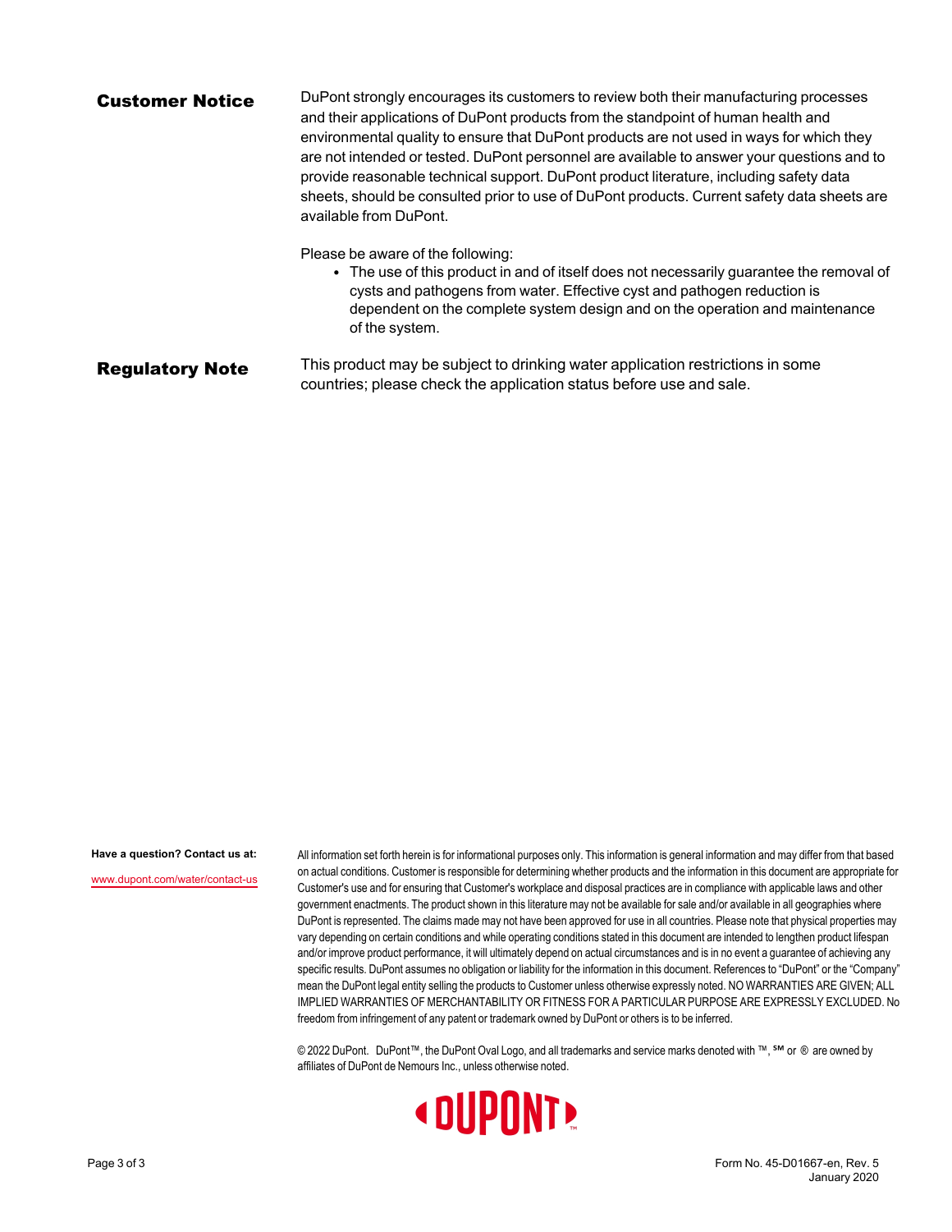## Customer Notice

DuPont strongly encourages its customers to review both their manufacturing processes and their applications of DuPont products from the standpoint of human health and environmental quality to ensure that DuPont products are not used in ways for which they are not intended or tested. DuPont personnel are available to answer your questions and to provide reasonable technical support. DuPont product literature, including safety data sheets, should be consulted prior to use of DuPont products. Current safety data sheets are available from DuPont.

Please be aware of the following:

- The use of this product in and of itself does not necessarily guarantee the removal of cysts and pathogens from water. Effective cyst and pathogen reduction is dependent on the complete system design and on the operation and maintenance of the system.

## Regulatory Note

This product may be subject to drinking water application restrictions in some countries; please check the application status before use and sale.

**Have a question? Contact us at:**

www.dupont.com/water/contact-us

All information set forth herein is for informational purposes only. This information is general information and may differ from that based on actual conditions. Customer is responsible for determining whether products and the information in this document are appropriate for Customer's use and for ensuring that Customer's workplace and disposal practices are in compliance with applicable laws and other government enactments. The product shown in this literature may not be available for sale and/or available in all geographies where DuPont is represented. The claims made may not have been approved for use in all countries. Please note that physical properties may vary depending on certain conditions and while operating conditions stated in this document are intended to lengthen product lifespan and/or improve product performance, it will ultimately depend on actual circumstances and is in no event a guarantee of achieving any specific results. DuPont assumes no obligation or liability for the information in this document. References to "DuPont" or the "Company" mean the DuPont legal entity selling the products to Customer unless otherwise expressly noted. NO WARRANTIES ARE GIVEN; ALL IMPLIED WARRANTIES OF MERCHANTABILITY OR FITNESS FOR A PARTICULAR PURPOSE ARE EXPRESSLY EXCLUDED. No freedom from infringement of any patent or trademark owned by DuPont or others is to be inferred.

© 2022 DuPont. DuPont™, the DuPont Oval Logo, and all trademarks and service marks denoted with ™, ℠ or ® are owned by affiliates of DuPont de Nemours Inc., unless otherwise noted.

Form No. 45-D01667-en, Rev. 5
January 2020